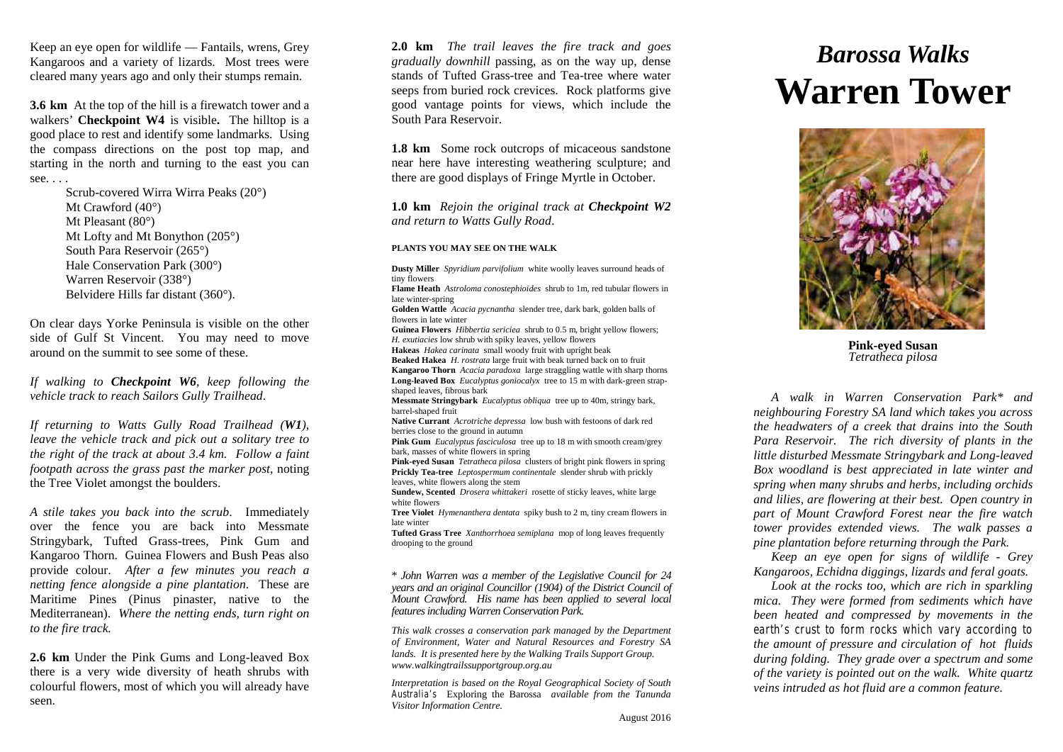Keep an eye open for wildlife — Fantails, wrens, Grey Kangaroos and a variety of lizards. Most trees were cleared many years ago and only their stumps remain.

**3.6 km** At the top of the hill is a firewatch tower and a walkers' **Checkpoint W4** is visible**.** The hilltop is a good place to rest and identify some landmarks. Using the compass directions on the post top map, and starting in the north and turning to the east you can see. . . .

Scrub-covered Wirra Wirra Peaks (20°)
Mt Crawford (40°)
Mt Pleasant (80°)
Mt Lofty and Mt Bonython (205°)
South Para Reservoir (265°)
Hale Conservation Park (300°)
Warren Reservoir (338°)
Belvidere Hills far distant (360°).

On clear days Yorke Peninsula is visible on the other side of Gulf St Vincent. You may need to move around on the summit to see some of these.

*If walking to **Checkpoint W6**, keep following the vehicle track to reach Sailors Gully Trailhead*.

*If returning to Watts Gully Road Trailhead (**W1**), leave the vehicle track and pick out a solitary tree to the right of the track at about 3.4 km. Follow a faint footpath across the grass past the marker post*, noting the Tree Violet amongst the boulders.

*A stile takes you back into the scrub*. Immediately over the fence you are back into Messmate Stringybark, Tufted Grass-trees, Pink Gum and Kangaroo Thorn. Guinea Flowers and Bush Peas also provide colour. *After a few minutes you reach a netting fence alongside a pine plantation*. These are Maritime Pines (Pinus pinaster, native to the Mediterranean). *Where the netting ends, turn right on to the fire track.*

**2.6 km** Under the Pink Gums and Long-leaved Box there is a very wide diversity of heath shrubs with colourful flowers, most of which you will already have seen.

**2.0 km** *The trail leaves the fire track and goes gradually downhill* passing, as on the way up, dense stands of Tufted Grass-tree and Tea-tree where water seeps from buried rock crevices. Rock platforms give good vantage points for views, which include the South Para Reservoir.

**1.8 km** Some rock outcrops of micaceous sandstone near here have interesting weathering sculpture; and there are good displays of Fringe Myrtle in October.

**1.0 km** *Rejoin the original track at **Checkpoint W2** and return to Watts Gully Road*.

**PLANTS YOU MAY SEE ON THE WALK**

**Dusty Miller** *Spyridium parvifolium* white woolly leaves surround heads of tiny flowers
**Flame Heath** *Astroloma conostephioides* shrub to 1m, red tubular flowers in late winter-spring
**Golden Wattle** *Acacia pycnantha* slender tree, dark bark, golden balls of flowers in late winter
**Guinea Flowers** *Hibbertia sericiea* shrub to 0.5 m, bright yellow flowers; *H. exutiacies* low shrub with spiky leaves, yellow flowers
**Hakeas** *Hakea carinata* small woody fruit with upright beak
**Beaked Hakea** *H. rostrata* large fruit with beak turned back on to fruit
**Kangaroo Thorn** *Acacia paradoxa* large straggling wattle with sharp thorns
**Long-leaved Box** *Eucalyptus goniocalyx* tree to 15 m with dark-green strap-shaped leaves, fibrous bark
**Messmate Stringybark** *Eucalyptus obliqua* tree up to 40m, stringy bark, barrel-shaped fruit
**Native Currant** *Acrotriche depressa* low bush with festoons of dark red berries close to the ground in autumn
**Pink Gum** *Eucalyptus fasciculosa* tree up to 18 m with smooth cream/grey bark, masses of white flowers in spring
**Pink-eyed Susan** *Tetratheca pilosa* clusters of bright pink flowers in spring
**Prickly Tea-tree** *Leptospermum continentale* slender shrub with prickly leaves, white flowers along the stem
**Sundew, Scented** *Drosera whittakeri* rosette of sticky leaves, white large white flowers
**Tree Violet** *Hymenanthera dentata* spiky bush to 2 m, tiny cream flowers in late winter
**Tufted Grass Tree** *Xanthorrhoea semiplana* mop of long leaves frequently drooping to the ground

\* *John Warren was a member of the Legislative Council for 24 years and an original Councillor (1904) of the District Council of Mount Crawford. His name has been applied to several local features including Warren Conservation Park.*

*This walk crosses a conservation park managed by the Department of Environment, Water and Natural Resources and Forestry SA lands. It is presented here by the Walking Trails Support Group. www.walkingtrailssupportgroup.org.au*

*Interpretation is based on the Royal Geographical Society of South Australia's* Exploring the Barossa *available from the Tanunda Visitor Information Centre.*

August 2016

# *Barossa Walks*
# **Warren Tower**

**Pink-eyed Susan**
*Tetratheca pilosa*

*A walk in Warren Conservation Park\* and neighbouring Forestry SA land which takes you across the headwaters of a creek that drains into the South Para Reservoir. The rich diversity of plants in the little disturbed Messmate Stringybark and Long-leaved Box woodland is best appreciated in late winter and spring when many shrubs and herbs, including orchids and lilies, are flowering at their best. Open country in part of Mount Crawford Forest near the fire watch tower provides extended views. The walk passes a pine plantation before returning through the Park.*

*Keep an eye open for signs of wildlife - Grey Kangaroos, Echidna diggings, lizards and feral goats.*

*Look at the rocks too, which are rich in sparkling mica. They were formed from sediments which have been heated and compressed by movements in the earth's crust to form rocks which vary according to the amount of pressure and circulation of hot fluids during folding. They grade over a spectrum and some of the variety is pointed out on the walk. White quartz veins intruded as hot fluid are a common feature.*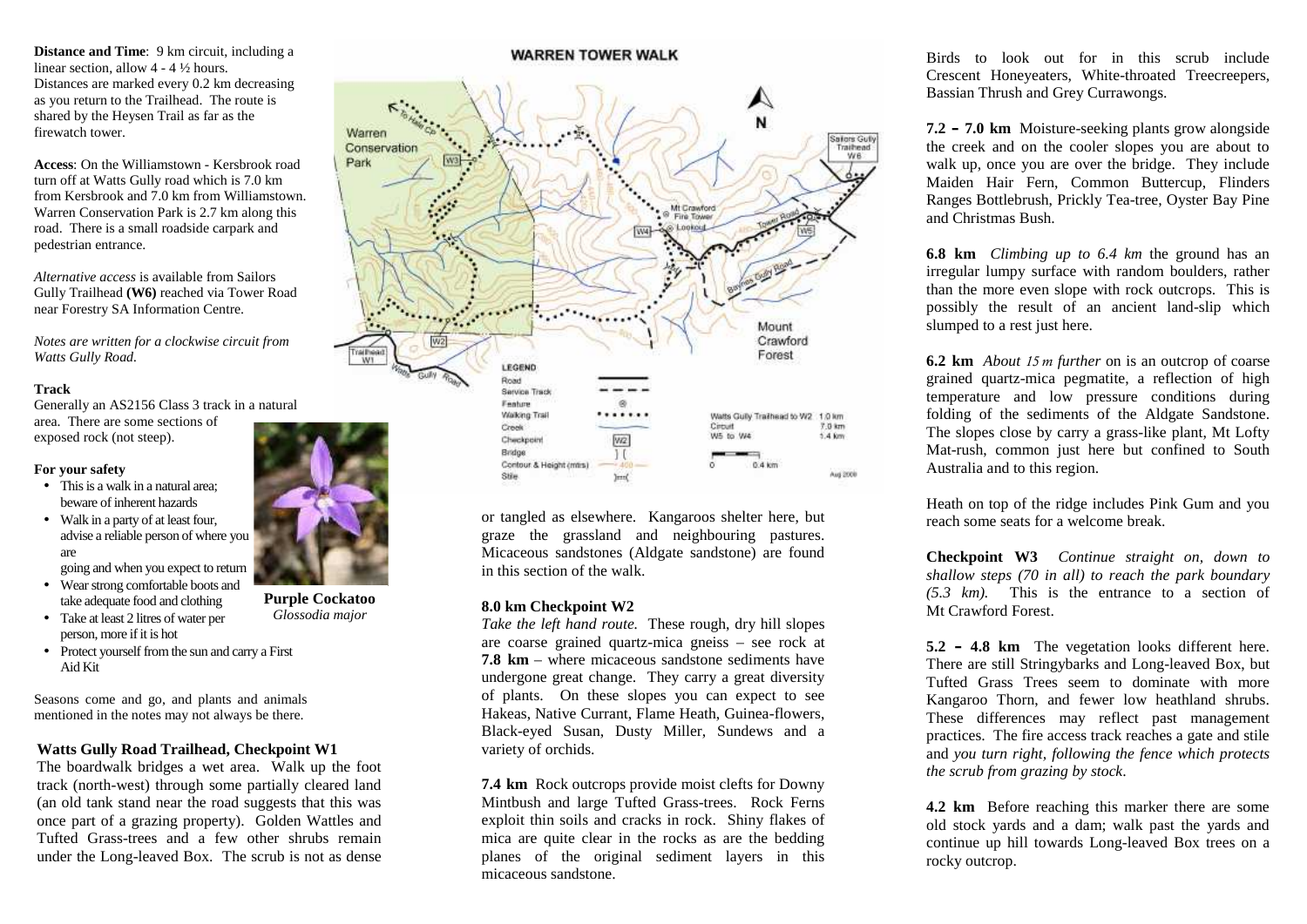**Distance and Time**: 9 km circuit, including a linear section, allow 4 - 4 ½ hours. Distances are marked every 0.2 km decreasing as you return to the Trailhead. The route is shared by the Heysen Trail as far as the firewatch tower.

**Access**: On the Williamstown - Kersbrook road turn off at Watts Gully road which is 7.0 km from Kersbrook and 7.0 km from Williamstown. Warren Conservation Park is 2.7 km along this road. There is a small roadside carpark and pedestrian entrance.

*Alternative access* is available from Sailors Gully Trailhead **(W6)** reached via Tower Road near Forestry SA Information Centre.

*Notes are written for a clockwise circuit from Watts Gully Road.*

**Track**

Generally an AS2156 Class 3 track in a natural area. There are some sections of exposed rock (not steep).

**For your safety**

- This is a walk in a natural area; beware of inherent hazards
- Walk in a party of at least four, advise a reliable person of where you are going and when you expect to return
- Wear strong comfortable boots and take adequate food and clothing
- Take at least 2 litres of water per person, more if it is hot
- Protect yourself from the sun and carry a First Aid Kit

**Purple Cockatoo**
*Glossodia major*

Seasons come and go, and plants and animals mentioned in the notes may not always be there.

WARREN TOWER WALK

N

To Hale CP

Warren Conservation Park

W3

Mt Crawford Fire Tower

W4 Lookout

Tower Road

W5

Sailors Gully Trailhead W6

Baynes Gully Road

Mount Crawford Forest

W2

Trailhead W1

Watts Gully Road

LEGEND

Road

Service Track

Feature

Walking Trail

Creek

Checkpoint

Bridge

Contour & Height (mtrs)

Stile

Watts Gully Trailhead to W2 1.0 km

Circuit 7.0 km

W5 to W4 1.4 km

0 0.4 km

Aug 2009

### Watts Gully Road Trailhead, Checkpoint W1

The boardwalk bridges a wet area. Walk up the foot track (north-west) through some partially cleared land (an old tank stand near the road suggests that this was once part of a grazing property). Golden Wattles and Tufted Grass-trees and a few other shrubs remain under the Long-leaved Box. The scrub is not as dense or tangled as elsewhere. Kangaroos shelter here, but graze the grassland and neighbouring pastures. Micaceous sandstones (Aldgate sandstone) are found in this section of the walk.

### 8.0 km Checkpoint W2

*Take the left hand route.* These rough, dry hill slopes are coarse grained quartz-mica gneiss – see rock at **7.8 km** – where micaceous sandstone sediments have undergone great change. They carry a great diversity of plants. On these slopes you can expect to see Hakeas, Native Currant, Flame Heath, Guinea-flowers, Black-eyed Susan, Dusty Miller, Sundews and a variety of orchids.

**7.4 km** Rock outcrops provide moist clefts for Downy Mintbush and large Tufted Grass-trees. Rock Ferns exploit thin soils and cracks in rock. Shiny flakes of mica are quite clear in the rocks as are the bedding planes of the original sediment layers in this micaceous sandstone.

Birds to look out for in this scrub include Crescent Honeyeaters, White-throated Treecreepers, Bassian Thrush and Grey Currawongs.

**7.2 – 7.0 km** Moisture-seeking plants grow alongside the creek and on the cooler slopes you are about to walk up, once you are over the bridge. They include Maiden Hair Fern, Common Buttercup, Flinders Ranges Bottlebrush, Prickly Tea-tree, Oyster Bay Pine and Christmas Bush.

**6.8 km** *Climbing up to 6.4 km* the ground has an irregular lumpy surface with random boulders, rather than the more even slope with rock outcrops. This is possibly the result of an ancient land-slip which slumped to a rest just here.

**6.2 km** *About 15 m further* on is an outcrop of coarse grained quartz-mica pegmatite, a reflection of high temperature and low pressure conditions during folding of the sediments of the Aldgate Sandstone. The slopes close by carry a grass-like plant, Mt Lofty Mat-rush, common just here but confined to South Australia and to this region.

Heath on top of the ridge includes Pink Gum and you reach some seats for a welcome break.

**Checkpoint W3** *Continue straight on, down to shallow steps (70 in all) to reach the park boundary (5.3 km).* This is the entrance to a section of Mt Crawford Forest.

**5.2 – 4.8 km** The vegetation looks different here. There are still Stringybarks and Long-leaved Box, but Tufted Grass Trees seem to dominate with more Kangaroo Thorn, and fewer low heathland shrubs. These differences may reflect past management practices. The fire access track reaches a gate and stile and *you turn right, following the fence which protects the scrub from grazing by stock*.

**4.2 km** Before reaching this marker there are some old stock yards and a dam; walk past the yards and continue up hill towards Long-leaved Box trees on a rocky outcrop.